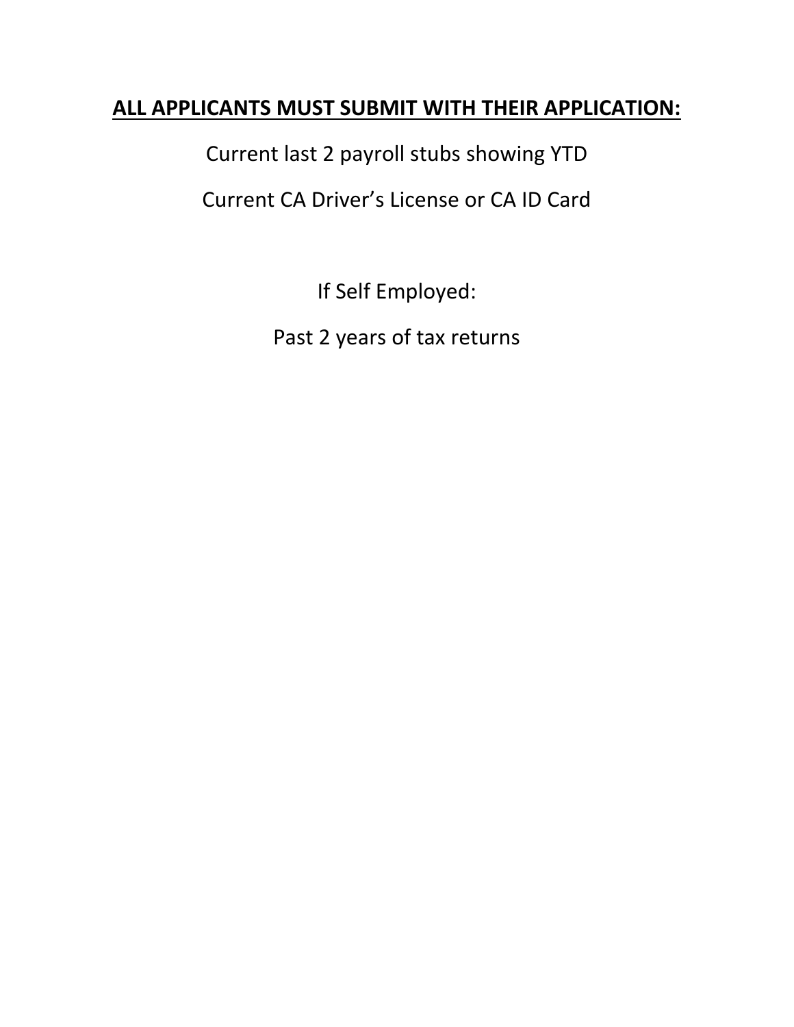## **ALL APPLICANTS MUST SUBMIT WITH THEIR APPLICATION:**

Current last 2 payroll stubs showing YTD

Current CA Driver's License or CA ID Card

If Self Employed:

Past 2 years of tax returns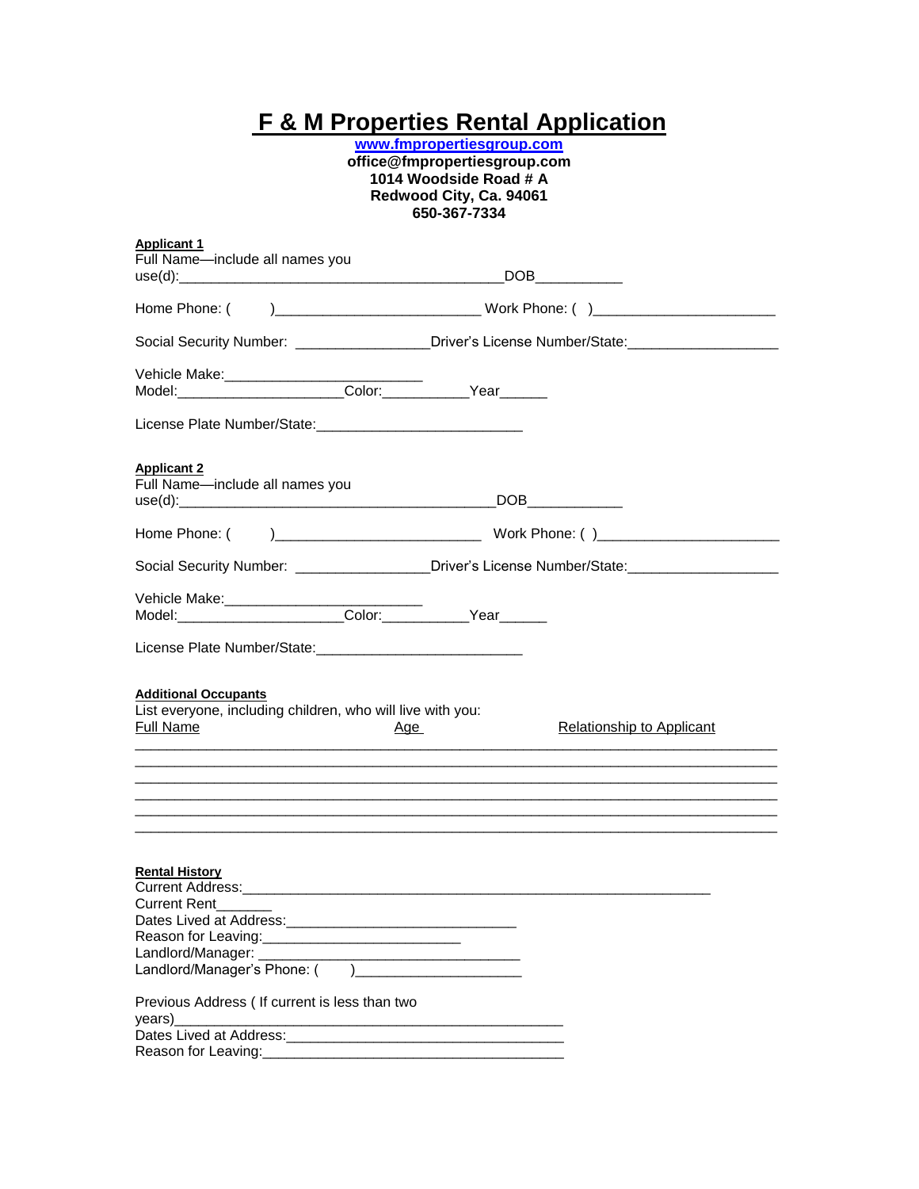# F & M Properties Rental Application

**[www.fmpropertiesgroup.com](http://www.fmpropertiesgroup.com)**
**office@fmpropertiesgroup.com**
**1014 Woodside Road # A**
**Redwood City, Ca. 94061**
**650-367-7334**

**Applicant 1**

Full Name—include all names you use(d):________________________________________DOB___________

Home Phone: (     )_________________________ Work Phone: ( )_______________________

Social Security Number: _________________Driver's License Number/State:___________________

Vehicle Make:_________________________
Model:_____________________Color:___________Year______

License Plate Number/State:__________________________

**Applicant 2**

Full Name—include all names you use(d):_______________________________________DOB____________

Home Phone: (     )_________________________ Work Phone: ( )_______________________

Social Security Number: _________________Driver's License Number/State:___________________

Vehicle Make:_________________________
Model:_____________________Color:___________Year______

License Plate Number/State:__________________________

**Additional Occupants**

List everyone, including children, who will live with you:

| Full Name | Age | Relationship to Applicant |
|---|---|---|
| | | |
| | | |
| | | |
| | | |
| | | |
| | | |

**Rental History**

Current Address:____________________________________________________________
Current Rent_______
Dates Lived at Address:_____________________________
Reason for Leaving:_________________________
Landlord/Manager: __________________________________
Landlord/Manager's Phone: (     )_____________________

Previous Address ( If current is less than two years)_____________________________________________
Dates Lived at Address:___________________________________
Reason for Leaving:______________________________________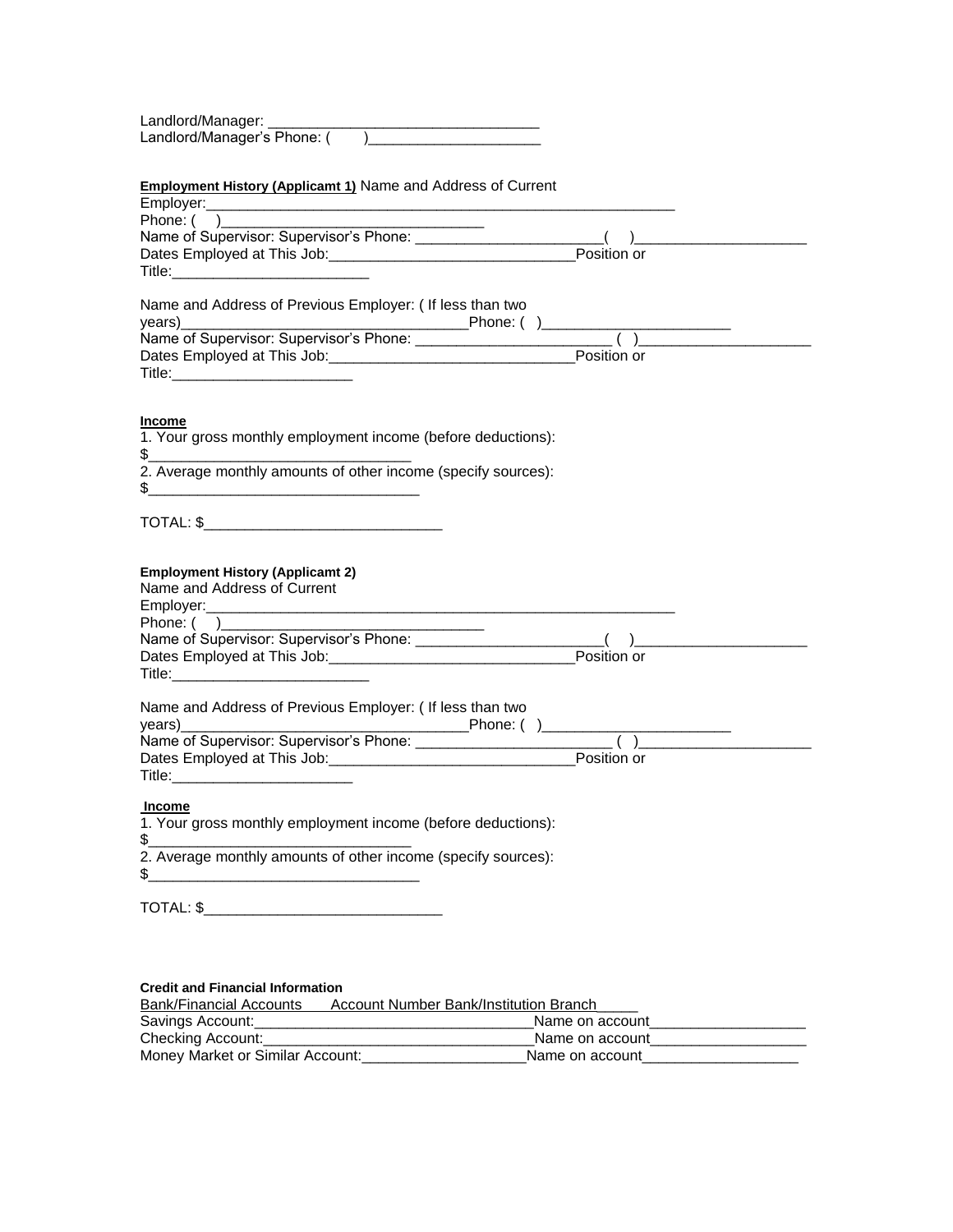Landlord/Manager: ________________________________
Landlord/Manager's Phone: (      )____________________

**Employment History (Applicamt 1)** Name and Address of Current Employer:_____________________________________________________________
Phone: (    )_________________________________
Name of Supervisor: Supervisor's Phone: ______________________(    )_____________________
Dates Employed at This Job:______________________________Position or Title:________________________

Name and Address of Previous Employer: ( If less than two years)__________________________________Phone: (  )_______________________
Name of Supervisor: Supervisor's Phone: _______________________( )_____________________
Dates Employed at This Job:______________________________Position or Title:______________________

**Income**

1. Your gross monthly employment income (before deductions): $_______________________________
2. Average monthly amounts of other income (specify sources): $_________________________________

TOTAL: $_____________________________

**Employment History (Applicamt 2)**

Name and Address of Current Employer:_____________________________________________________________
Phone: (    )_________________________________
Name of Supervisor: Supervisor's Phone: ______________________(    )_____________________
Dates Employed at This Job:______________________________Position or Title:________________________

Name and Address of Previous Employer: ( If less than two years)__________________________________Phone: (  )_______________________
Name of Supervisor: Supervisor's Phone: _______________________( )_____________________
Dates Employed at This Job:______________________________Position or Title:______________________

**Income**

1. Your gross monthly employment income (before deductions): $_______________________________
2. Average monthly amounts of other income (specify sources): $_________________________________

TOTAL: $_____________________________

**Credit and Financial Information**

Bank/Financial Accounts      Account Number Bank/Institution Branch_____
Savings Account:__________________________________Name on account___________________
Checking Account:_________________________________Name on account___________________
Money Market or Similar Account:____________________Name on account___________________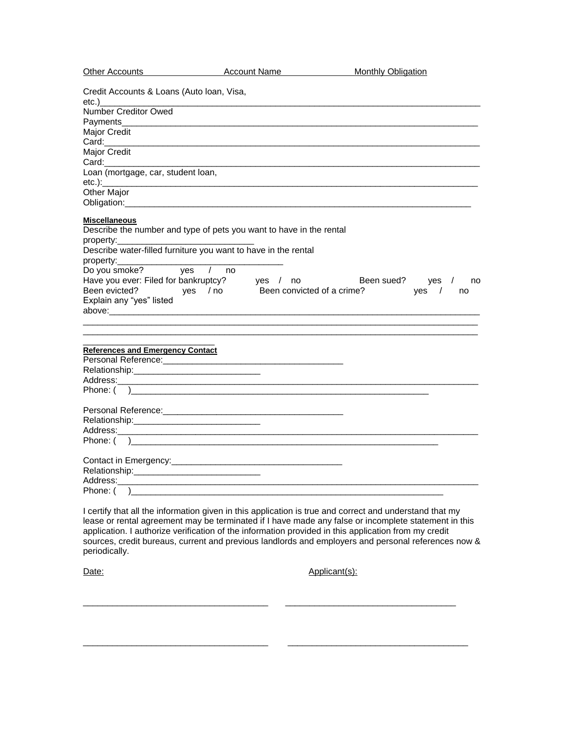Other Accounts Account Name Monthly Obligation

Credit Accounts & Loans (Auto loan, Visa, etc.)_______________________________________________________________________________

Number Creditor Owed Payments_______________________________________________________________________________

Major Credit Card:_______________________________________________________________________________

Major Credit Card:_______________________________________________________________________________

Loan (mortgage, car, student loan, etc.):_______________________________________________________________________________

Other Major Obligation:_______________________________________________________________________________

**Miscellaneous**

Describe the number and type of pets you want to have in the rental property:____________________________

Describe water-filled furniture you want to have in the rental property:_________________________________

Do you smoke? yes / no

Have you ever: Filed for bankruptcy? yes / no Been sued? yes / no

Been evicted? yes / no Been convicted of a crime? yes / no

Explain any "yes" listed above:_______________________________________________________________________________

_______________________________________________________________________________

_______________________________________________________________________________

**References and Emergency Contact**

Personal Reference:_____________________________________

Relationship:__________________________

Address:_______________________________________________________________________________

Phone: ( )_________________________________________________________________

Personal Reference:_____________________________________

Relationship:__________________________

Address:_______________________________________________________________________________

Phone: ( )___________________________________________________________________

Contact in Emergency:___________________________________

Relationship:__________________________

Address:_______________________________________________________________________________

Phone: ( )____________________________________________________________________

I certify that all the information given in this application is true and correct and understand that my lease or rental agreement may be terminated if I have made any false or incomplete statement in this application. I authorize verification of the information provided in this application from my credit sources, credit bureaus, current and previous landlords and employers and personal references now & periodically.

Date: Applicant(s):

______________________________________ ___________________________________

______________________________________ ___________________________________